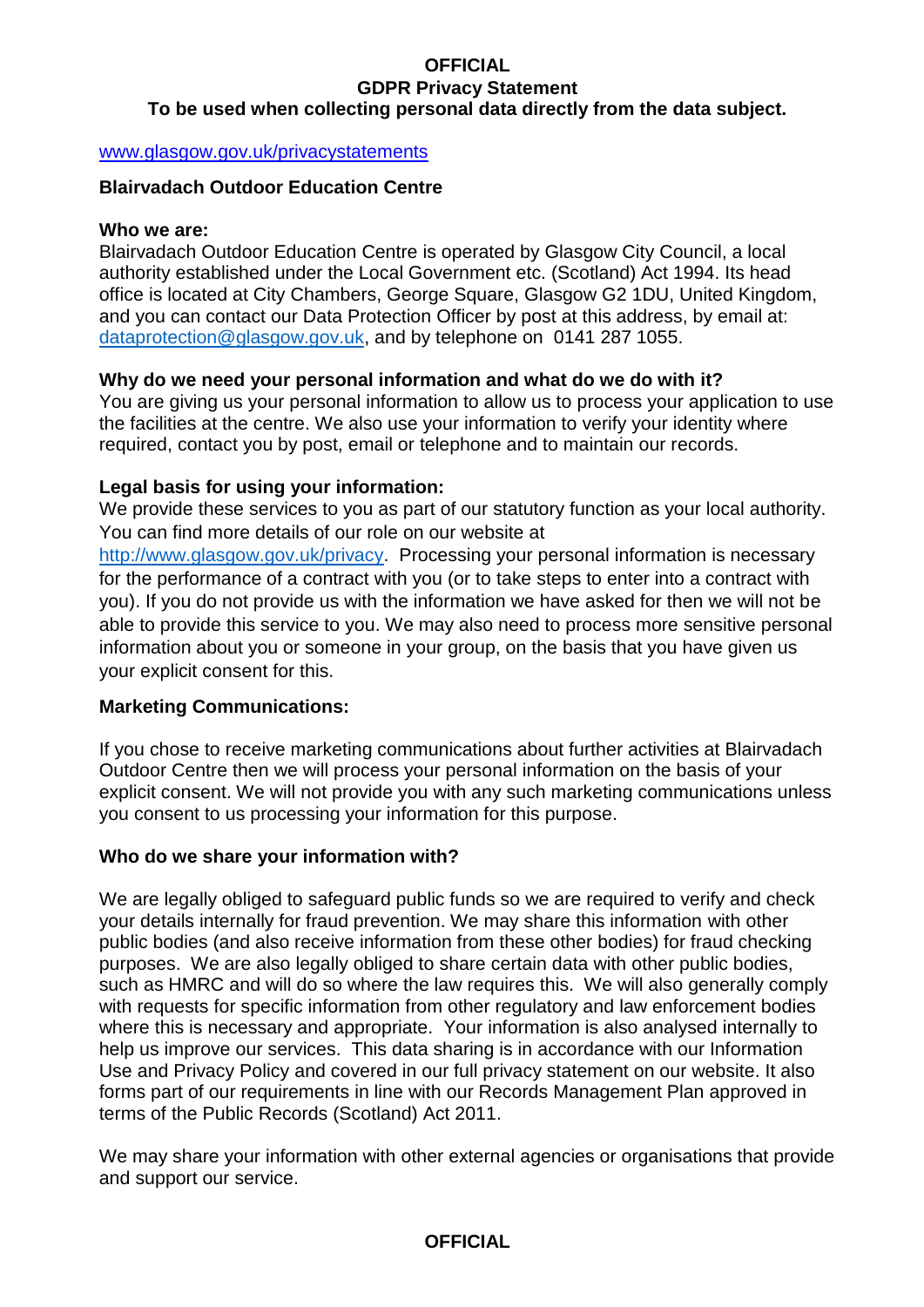**OFFICIAL**

# GDPR Privacy Statement

**To be used when collecting personal data directly from the data subject.**

[www.glasgow.gov.uk/privacystatements](http://www.glasgow.gov.uk/privacystatements)

## Blairvadach Outdoor Education Centre

### Who we are:

Blairvadach Outdoor Education Centre is operated by Glasgow City Council, a local authority established under the Local Government etc. (Scotland) Act 1994. Its head office is located at City Chambers, George Square, Glasgow G2 1DU, United Kingdom, and you can contact our Data Protection Officer by post at this address, by email at: [dataprotection@glasgow.gov.uk](mailto:dataprotection@glasgow.gov.uk), and by telephone on 0141 287 1055.

### Why do we need your personal information and what do we do with it?

You are giving us your personal information to allow us to process your application to use the facilities at the centre. We also use your information to verify your identity where required, contact you by post, email or telephone and to maintain our records.

### Legal basis for using your information:

We provide these services to you as part of our statutory function as your local authority. You can find more details of our role on our website at [http://www.glasgow.gov.uk/privacy](http://www.glasgow.gov.uk/privacy). Processing your personal information is necessary for the performance of a contract with you (or to take steps to enter into a contract with you). If you do not provide us with the information we have asked for then we will not be able to provide this service to you. We may also need to process more sensitive personal information about you or someone in your group, on the basis that you have given us your explicit consent for this.

### Marketing Communications:

If you chose to receive marketing communications about further activities at Blairvadach Outdoor Centre then we will process your personal information on the basis of your explicit consent. We will not provide you with any such marketing communications unless you consent to us processing your information for this purpose.

### Who do we share your information with?

We are legally obliged to safeguard public funds so we are required to verify and check your details internally for fraud prevention. We may share this information with other public bodies (and also receive information from these other bodies) for fraud checking purposes. We are also legally obliged to share certain data with other public bodies, such as HMRC and will do so where the law requires this. We will also generally comply with requests for specific information from other regulatory and law enforcement bodies where this is necessary and appropriate. Your information is also analysed internally to help us improve our services. This data sharing is in accordance with our Information Use and Privacy Policy and covered in our full privacy statement on our website. It also forms part of our requirements in line with our Records Management Plan approved in terms of the Public Records (Scotland) Act 2011.

We may share your information with other external agencies or organisations that provide and support our service.

**OFFICIAL**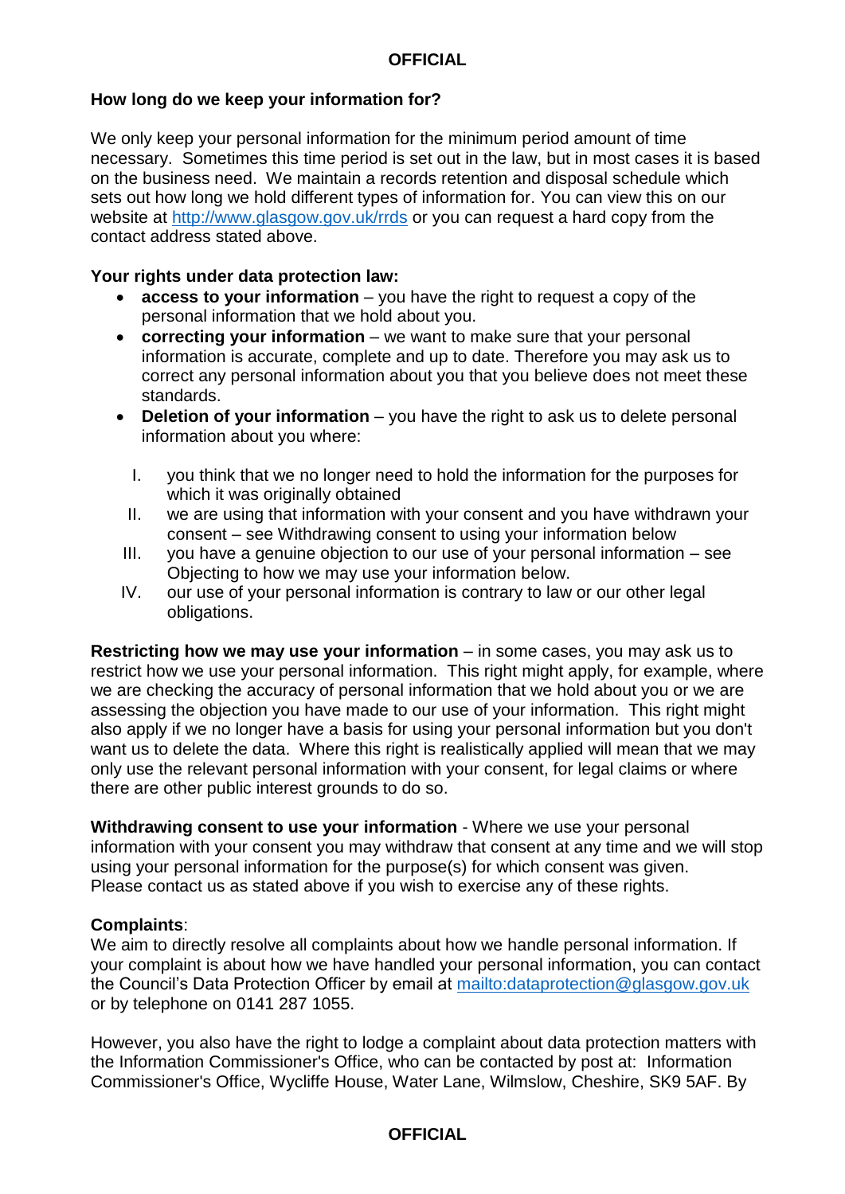**How long do we keep your information for?**

We only keep your personal information for the minimum period amount of time necessary. Sometimes this time period is set out in the law, but in most cases it is based on the business need. We maintain a records retention and disposal schedule which sets out how long we hold different types of information for. You can view this on our website at [http://www.glasgow.gov.uk/rrds](http://www.glasgow.gov.uk/rrds) or you can request a hard copy from the contact address stated above.

**Your rights under data protection law:**

- **access to your information** – you have the right to request a copy of the personal information that we hold about you.
- **correcting your information** – we want to make sure that your personal information is accurate, complete and up to date. Therefore you may ask us to correct any personal information about you that you believe does not meet these standards.
- **Deletion of your information** – you have the right to ask us to delete personal information about you where:

  I. you think that we no longer need to hold the information for the purposes for which it was originally obtained
  
  II. we are using that information with your consent and you have withdrawn your consent – see Withdrawing consent to using your information below
  
  III. you have a genuine objection to our use of your personal information – see Objecting to how we may use your information below.
  
  IV. our use of your personal information is contrary to law or our other legal obligations.

**Restricting how we may use your information** – in some cases, you may ask us to restrict how we use your personal information. This right might apply, for example, where we are checking the accuracy of personal information that we hold about you or we are assessing the objection you have made to our use of your information. This right might also apply if we no longer have a basis for using your personal information but you don't want us to delete the data. Where this right is realistically applied will mean that we may only use the relevant personal information with your consent, for legal claims or where there are other public interest grounds to do so.

**Withdrawing consent to use your information** - Where we use your personal information with your consent you may withdraw that consent at any time and we will stop using your personal information for the purpose(s) for which consent was given.
Please contact us as stated above if you wish to exercise any of these rights.

**Complaints**:
We aim to directly resolve all complaints about how we handle personal information. If your complaint is about how we have handled your personal information, you can contact the Council's Data Protection Officer by email at [mailto:dataprotection@glasgow.gov.uk](mailto:dataprotection@glasgow.gov.uk) or by telephone on 0141 287 1055.

However, you also have the right to lodge a complaint about data protection matters with the Information Commissioner's Office, who can be contacted by post at: Information Commissioner's Office, Wycliffe House, Water Lane, Wilmslow, Cheshire, SK9 5AF. By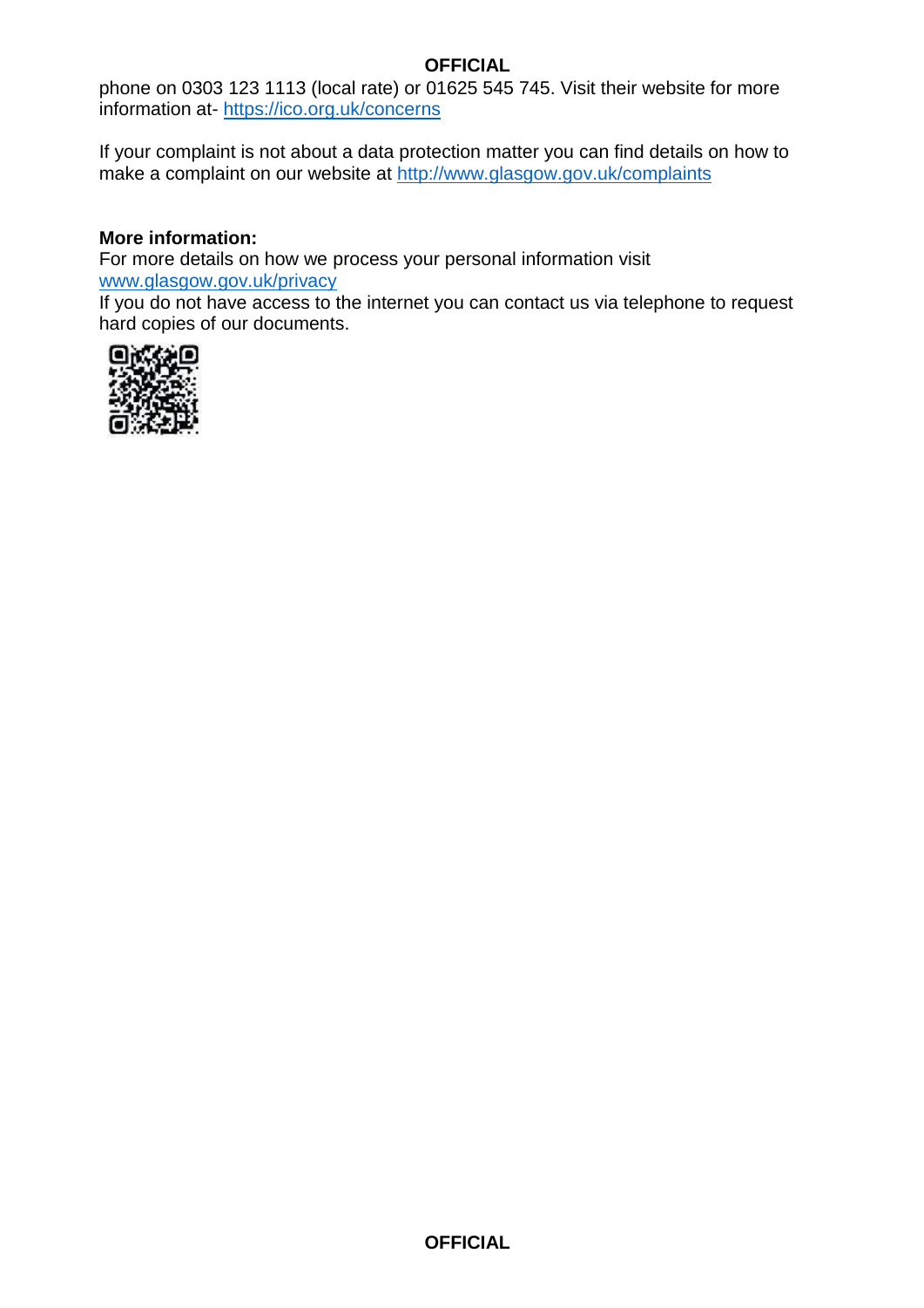phone on 0303 123 1113 (local rate) or 01625 545 745. Visit their website for more information at- https://ico.org.uk/concerns

If your complaint is not about a data protection matter you can find details on how to make a complaint on our website at http://www.glasgow.gov.uk/complaints

**More information:**
For more details on how we process your personal information visit www.glasgow.gov.uk/privacy
If you do not have access to the internet you can contact us via telephone to request hard copies of our documents.